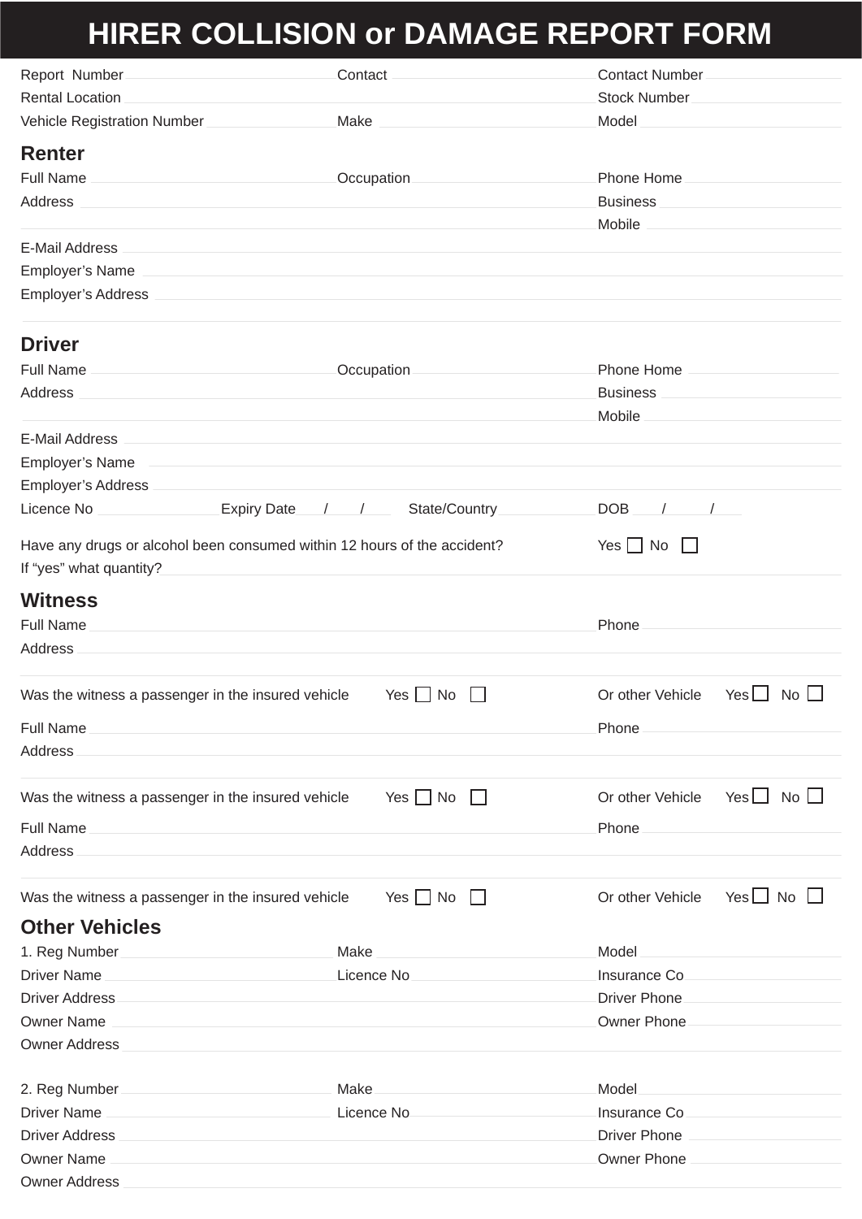# HIRER COLLISION or DAMAGE REPORT FORM

Report Number ______________________ Contact ______________________ Contact Number ______________________

Rental Location ______________________ Stock Number ______________________

Vehicle Registration Number ______________________ Make ______________________ Model ______________________

## Renter

Full Name ______________________ Occupation ______________________ Phone Home ______________________

Address ______________________ Business ______________________

______________________ Mobile ______________________

E-Mail Address ______________________

Employer's Name ______________________

Employer's Address ______________________

______________________

## Driver

Full Name ______________________ Occupation ______________________ Phone Home ______________________

Address ______________________ Business ______________________

______________________ Mobile ______________________

E-Mail Address ______________________

Employer's Name ______________________

Employer's Address ______________________

Licence No ______________________ Expiry Date ___ / ___ / ___ State/Country ______________________ DOB ___ / ___ / ___

Have any drugs or alcohol been consumed within 12 hours of the accident? Yes ☐ No ☐

If "yes" what quantity? ______________________

## Witness

Full Name ______________________ Phone ______________________

Address ______________________

______________________

Was the witness a passenger in the insured vehicle Yes ☐ No ☐ Or other Vehicle Yes ☐ No ☐

Full Name ______________________ Phone ______________________

Address ______________________

______________________

Was the witness a passenger in the insured vehicle Yes ☐ No ☐ Or other Vehicle Yes ☐ No ☐

Full Name ______________________ Phone ______________________

Address ______________________

______________________

Was the witness a passenger in the insured vehicle Yes ☐ No ☐ Or other Vehicle Yes ☐ No ☐

## Other Vehicles

1. Reg Number ______________________ Make ______________________ Model ______________________

Driver Name ______________________ Licence No ______________________ Insurance Co ______________________

Driver Address ______________________ Driver Phone ______________________

Owner Name ______________________ Owner Phone ______________________

Owner Address ______________________

2. Reg Number ______________________ Make ______________________ Model ______________________

Driver Name ______________________ Licence No ______________________ Insurance Co ______________________

Driver Address ______________________ Driver Phone ______________________

Owner Name ______________________ Owner Phone ______________________

Owner Address ______________________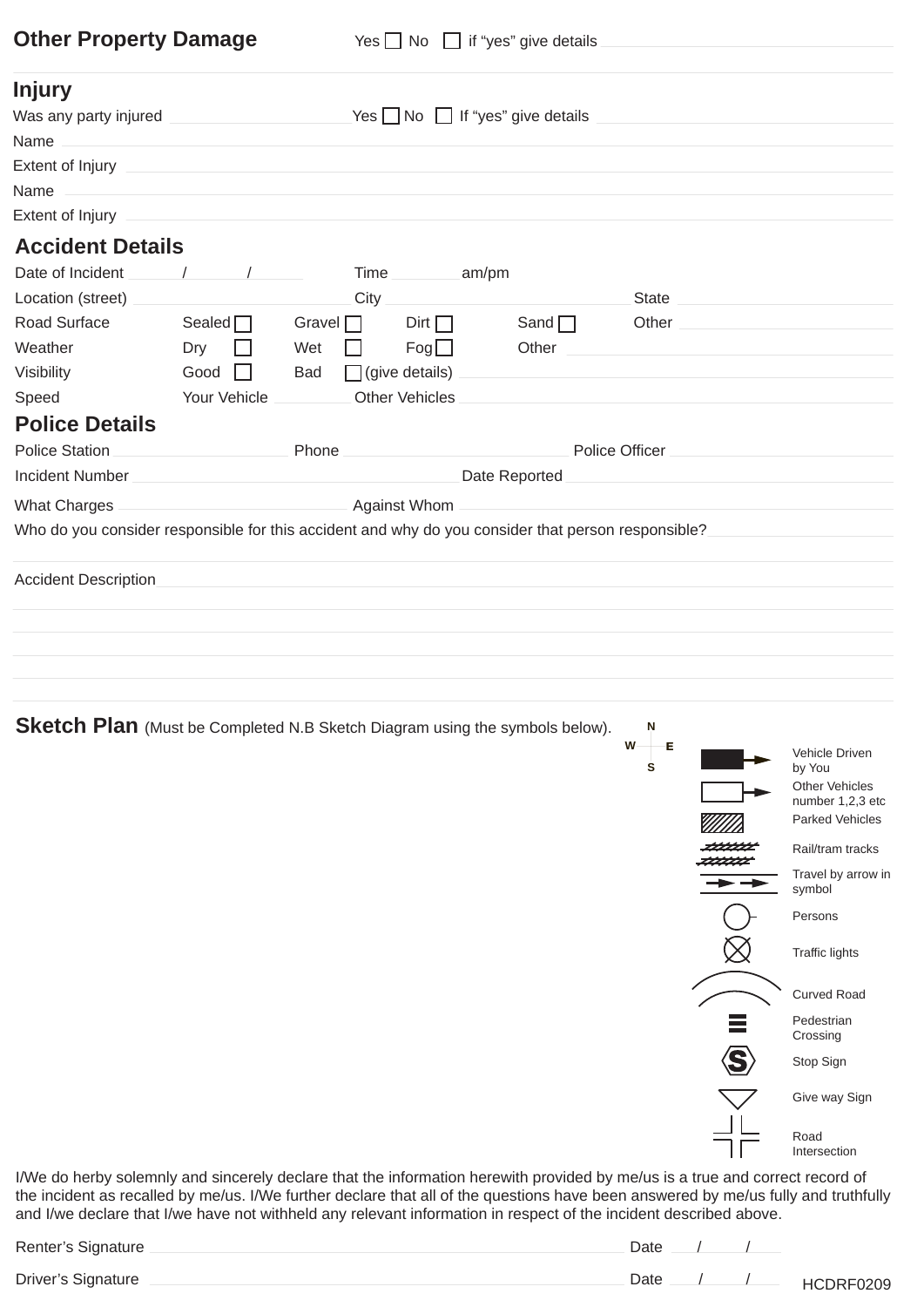## Other Property Damage

Yes ☐ No ☐ if "yes" give details \_\_\_\_\_\_\_\_\_\_\_\_\_\_\_\_\_\_\_\_

## Injury

Was any party injured \_\_\_\_\_\_\_\_\_\_ Yes ☐ No ☐ If "yes" give details \_\_\_\_\_\_\_\_\_\_\_\_\_\_\_\_\_\_\_\_

Name \_\_\_\_\_\_\_\_\_\_\_\_\_\_\_\_\_\_\_\_

Extent of Injury \_\_\_\_\_\_\_\_\_\_\_\_\_\_\_\_\_\_\_\_

Name \_\_\_\_\_\_\_\_\_\_\_\_\_\_\_\_\_\_\_\_

Extent of Injury \_\_\_\_\_\_\_\_\_\_\_\_\_\_\_\_\_\_\_\_

## Accident Details

Date of Incident \_\_\_\_ / \_\_\_\_ / \_\_\_\_ Time \_\_\_\_\_\_ am/pm

Location (street) \_\_\_\_\_\_\_\_\_\_ City \_\_\_\_\_\_\_\_\_\_ State \_\_\_\_\_\_\_\_\_\_

| | | | | | |
|---|---|---|---|---|---|
| Road Surface | Sealed ☐ | Gravel ☐ | Dirt ☐ | Sand ☐ | Other \_\_\_\_\_\_\_\_\_\_ |
| Weather | Dry ☐ | Wet ☐ | Fog ☐ | Other \_\_\_\_\_\_\_\_\_\_ | |
| Visibility | Good ☐ | Bad ☐ (give details) \_\_\_\_\_\_\_\_\_\_ | | | |
| Speed | Your Vehicle \_\_\_\_\_\_ | Other Vehicles \_\_\_\_\_\_\_\_\_\_ | | | |

## Police Details

Police Station \_\_\_\_\_\_\_\_\_\_ Phone \_\_\_\_\_\_\_\_\_\_ Police Officer \_\_\_\_\_\_\_\_\_\_

Incident Number \_\_\_\_\_\_\_\_\_\_ Date Reported \_\_\_\_\_\_\_\_\_\_

What Charges \_\_\_\_\_\_\_\_\_\_ Against Whom \_\_\_\_\_\_\_\_\_\_

Who do you consider responsible for this accident and why do you consider that person responsible? \_\_\_\_\_\_\_\_\_\_

Accident Description \_\_\_\_\_\_\_\_\_\_\_\_\_\_\_\_\_\_\_\_

## Sketch Plan (Must be Completed N.B Sketch Diagram using the symbols below).

N
W E
S

- Vehicle Driven by You
- Other Vehicles number 1,2,3 etc
- Parked Vehicles
- Rail/tram tracks
- Travel by arrow in symbol
- Persons
- Traffic lights
- Curved Road
- Pedestrian Crossing
- Stop Sign
- Give way Sign
- Road Intersection

I/We do herby solemnly and sincerely declare that the information herewith provided by me/us is a true and correct record of the incident as recalled by me/us. I/We further declare that all of the questions have been answered by me/us fully and truthfully and I/we declare that I/we have not withheld any relevant information in respect of the incident described above.

Renter's Signature \_\_\_\_\_\_\_\_\_\_\_\_\_\_\_\_\_\_\_\_ Date \_\_\_\_ / \_\_\_\_ / \_\_\_\_

Driver's Signature \_\_\_\_\_\_\_\_\_\_\_\_\_\_\_\_\_\_\_\_ Date \_\_\_\_ / \_\_\_\_ / \_\_\_\_

HCDRF0209